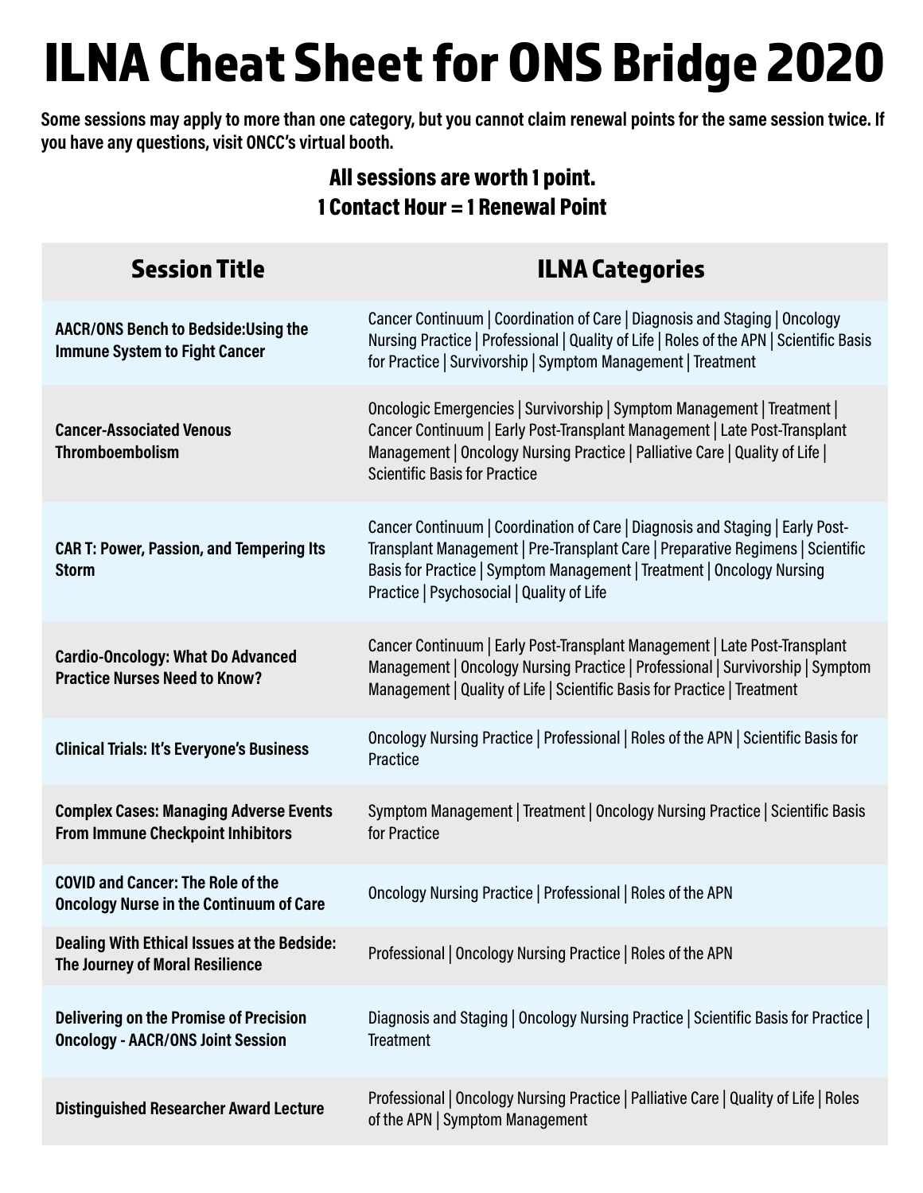# ILNA Cheat Sheet for ONS Bridge 2020

**Some sessions may apply to more than one category, but you cannot claim renewal points for the same session twice. If you have any questions, visit ONCC's virtual booth.**

**All sessions are worth 1 point.**
**1 Contact Hour = 1 Renewal Point**

| Session Title | ILNA Categories |
| --- | --- |
| **AACR/ONS Bench to Bedside:Using the Immune System to Fight Cancer** | Cancer Continuum \| Coordination of Care \| Diagnosis and Staging \| Oncology Nursing Practice \| Professional \| Quality of Life \| Roles of the APN \| Scientific Basis for Practice \| Survivorship \| Symptom Management \| Treatment |
| **Cancer-Associated Venous Thromboembolism** | Oncologic Emergencies \| Survivorship \| Symptom Management \| Treatment \| Cancer Continuum \| Early Post-Transplant Management \| Late Post-Transplant Management \| Oncology Nursing Practice \| Palliative Care \| Quality of Life \| Scientific Basis for Practice |
| **CAR T: Power, Passion, and Tempering Its Storm** | Cancer Continuum \| Coordination of Care \| Diagnosis and Staging \| Early Post-Transplant Management \| Pre-Transplant Care \| Preparative Regimens \| Scientific Basis for Practice \| Symptom Management \| Treatment \| Oncology Nursing Practice \| Psychosocial \| Quality of Life |
| **Cardio-Oncology: What Do Advanced Practice Nurses Need to Know?** | Cancer Continuum \| Early Post-Transplant Management \| Late Post-Transplant Management \| Oncology Nursing Practice \| Professional \| Survivorship \| Symptom Management \| Quality of Life \| Scientific Basis for Practice \| Treatment |
| **Clinical Trials: It's Everyone's Business** | Oncology Nursing Practice \| Professional \| Roles of the APN \| Scientific Basis for Practice |
| **Complex Cases: Managing Adverse Events From Immune Checkpoint Inhibitors** | Symptom Management \| Treatment \| Oncology Nursing Practice \| Scientific Basis for Practice |
| **COVID and Cancer: The Role of the Oncology Nurse in the Continuum of Care** | Oncology Nursing Practice \| Professional \| Roles of the APN |
| **Dealing With Ethical Issues at the Bedside: The Journey of Moral Resilience** | Professional \| Oncology Nursing Practice \| Roles of the APN |
| **Delivering on the Promise of Precision Oncology - AACR/ONS Joint Session** | Diagnosis and Staging \| Oncology Nursing Practice \| Scientific Basis for Practice \| Treatment |
| **Distinguished Researcher Award Lecture** | Professional \| Oncology Nursing Practice \| Palliative Care \| Quality of Life \| Roles of the APN \| Symptom Management |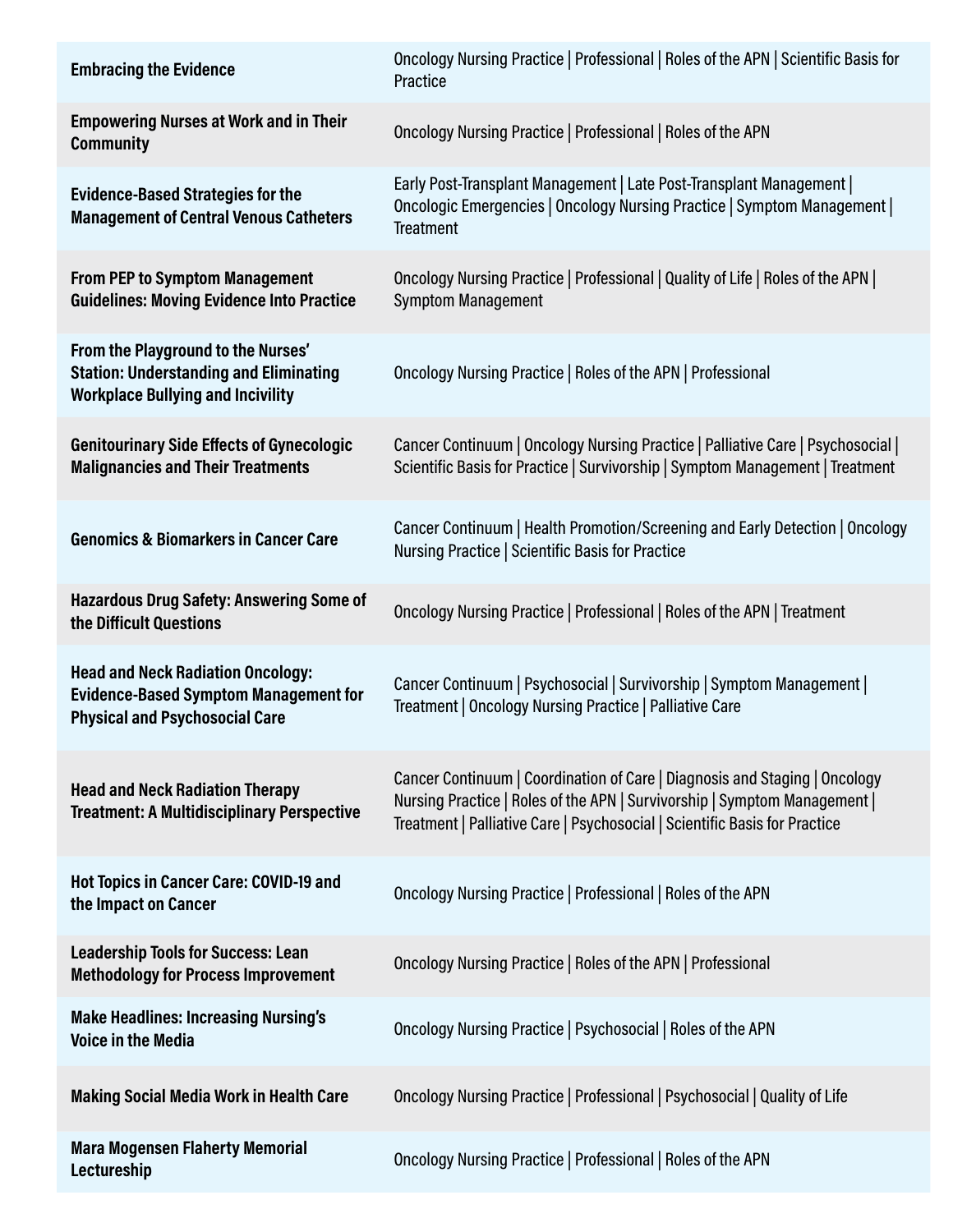| | |
|---|---|
| **Embracing the Evidence** | Oncology Nursing Practice \| Professional \| Roles of the APN \| Scientific Basis for Practice |
| **Empowering Nurses at Work and in Their Community** | Oncology Nursing Practice \| Professional \| Roles of the APN |
| **Evidence-Based Strategies for the Management of Central Venous Catheters** | Early Post-Transplant Management \| Late Post-Transplant Management \| Oncologic Emergencies \| Oncology Nursing Practice \| Symptom Management \| Treatment |
| **From PEP to Symptom Management Guidelines: Moving Evidence Into Practice** | Oncology Nursing Practice \| Professional \| Quality of Life \| Roles of the APN \| Symptom Management |
| **From the Playground to the Nurses' Station: Understanding and Eliminating Workplace Bullying and Incivility** | Oncology Nursing Practice \| Roles of the APN \| Professional |
| **Genitourinary Side Effects of Gynecologic Malignancies and Their Treatments** | Cancer Continuum \| Oncology Nursing Practice \| Palliative Care \| Psychosocial \| Scientific Basis for Practice \| Survivorship \| Symptom Management \| Treatment |
| **Genomics & Biomarkers in Cancer Care** | Cancer Continuum \| Health Promotion/Screening and Early Detection \| Oncology Nursing Practice \| Scientific Basis for Practice |
| **Hazardous Drug Safety: Answering Some of the Difficult Questions** | Oncology Nursing Practice \| Professional \| Roles of the APN \| Treatment |
| **Head and Neck Radiation Oncology: Evidence-Based Symptom Management for Physical and Psychosocial Care** | Cancer Continuum \| Psychosocial \| Survivorship \| Symptom Management \| Treatment \| Oncology Nursing Practice \| Palliative Care |
| **Head and Neck Radiation Therapy Treatment: A Multidisciplinary Perspective** | Cancer Continuum \| Coordination of Care \| Diagnosis and Staging \| Oncology Nursing Practice \| Roles of the APN \| Survivorship \| Symptom Management \| Treatment \| Palliative Care \| Psychosocial \| Scientific Basis for Practice |
| **Hot Topics in Cancer Care: COVID-19 and the Impact on Cancer** | Oncology Nursing Practice \| Professional \| Roles of the APN |
| **Leadership Tools for Success: Lean Methodology for Process Improvement** | Oncology Nursing Practice \| Roles of the APN \| Professional |
| **Make Headlines: Increasing Nursing's Voice in the Media** | Oncology Nursing Practice \| Psychosocial \| Roles of the APN |
| **Making Social Media Work in Health Care** | Oncology Nursing Practice \| Professional \| Psychosocial \| Quality of Life |
| **Mara Mogensen Flaherty Memorial Lectureship** | Oncology Nursing Practice \| Professional \| Roles of the APN |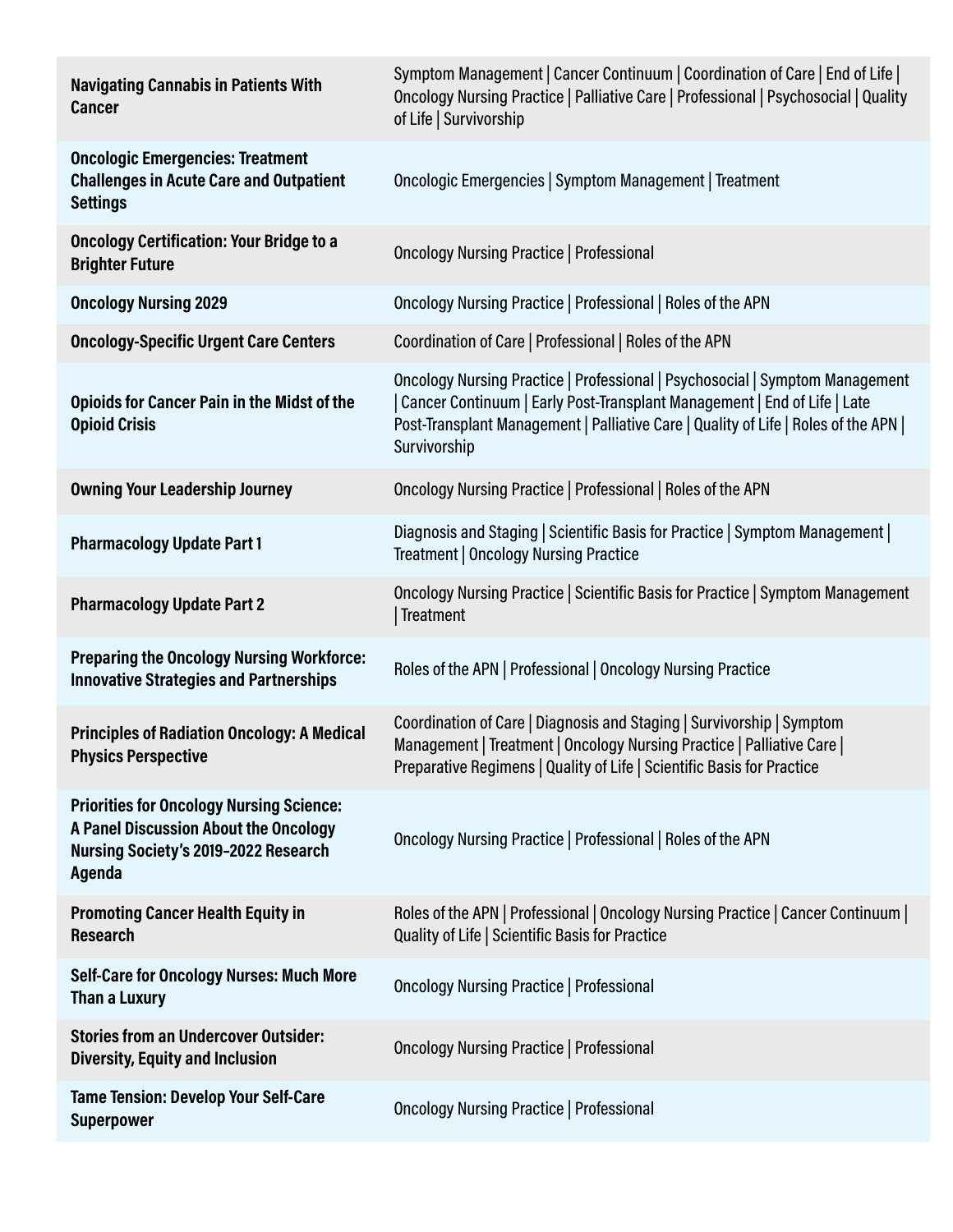| | |
|---|---|
| **Navigating Cannabis in Patients With Cancer** | Symptom Management \| Cancer Continuum \| Coordination of Care \| End of Life \| Oncology Nursing Practice \| Palliative Care \| Professional \| Psychosocial \| Quality of Life \| Survivorship |
| **Oncologic Emergencies: Treatment Challenges in Acute Care and Outpatient Settings** | Oncologic Emergencies \| Symptom Management \| Treatment |
| **Oncology Certification: Your Bridge to a Brighter Future** | Oncology Nursing Practice \| Professional |
| **Oncology Nursing 2029** | Oncology Nursing Practice \| Professional \| Roles of the APN |
| **Oncology-Specific Urgent Care Centers** | Coordination of Care \| Professional \| Roles of the APN |
| **Opioids for Cancer Pain in the Midst of the Opioid Crisis** | Oncology Nursing Practice \| Professional \| Psychosocial \| Symptom Management \| Cancer Continuum \| Early Post-Transplant Management \| End of Life \| Late Post-Transplant Management \| Palliative Care \| Quality of Life \| Roles of the APN \| Survivorship |
| **Owning Your Leadership Journey** | Oncology Nursing Practice \| Professional \| Roles of the APN |
| **Pharmacology Update Part 1** | Diagnosis and Staging \| Scientific Basis for Practice \| Symptom Management \| Treatment \| Oncology Nursing Practice |
| **Pharmacology Update Part 2** | Oncology Nursing Practice \| Scientific Basis for Practice \| Symptom Management \| Treatment |
| **Preparing the Oncology Nursing Workforce: Innovative Strategies and Partnerships** | Roles of the APN \| Professional \| Oncology Nursing Practice |
| **Principles of Radiation Oncology: A Medical Physics Perspective** | Coordination of Care \| Diagnosis and Staging \| Survivorship \| Symptom Management \| Treatment \| Oncology Nursing Practice \| Palliative Care \| Preparative Regimens \| Quality of Life \| Scientific Basis for Practice |
| **Priorities for Oncology Nursing Science: A Panel Discussion About the Oncology Nursing Society's 2019–2022 Research Agenda** | Oncology Nursing Practice \| Professional \| Roles of the APN |
| **Promoting Cancer Health Equity in Research** | Roles of the APN \| Professional \| Oncology Nursing Practice \| Cancer Continuum \| Quality of Life \| Scientific Basis for Practice |
| **Self-Care for Oncology Nurses: Much More Than a Luxury** | Oncology Nursing Practice \| Professional |
| **Stories from an Undercover Outsider: Diversity, Equity and Inclusion** | Oncology Nursing Practice \| Professional |
| **Tame Tension: Develop Your Self-Care Superpower** | Oncology Nursing Practice \| Professional |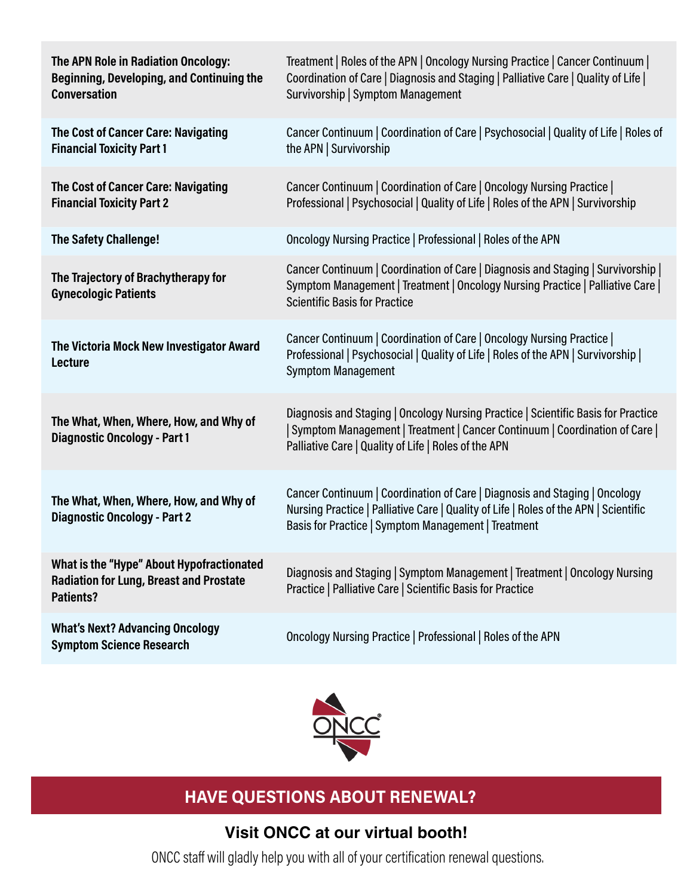| | |
|---|---|
| **The APN Role in Radiation Oncology: Beginning, Developing, and Continuing the Conversation** | Treatment \| Roles of the APN \| Oncology Nursing Practice \| Cancer Continuum \| Coordination of Care \| Diagnosis and Staging \| Palliative Care \| Quality of Life \| Survivorship \| Symptom Management |
| **The Cost of Cancer Care: Navigating Financial Toxicity Part 1** | Cancer Continuum \| Coordination of Care \| Psychosocial \| Quality of Life \| Roles of the APN \| Survivorship |
| **The Cost of Cancer Care: Navigating Financial Toxicity Part 2** | Cancer Continuum \| Coordination of Care \| Oncology Nursing Practice \| Professional \| Psychosocial \| Quality of Life \| Roles of the APN \| Survivorship |
| **The Safety Challenge!** | Oncology Nursing Practice \| Professional \| Roles of the APN |
| **The Trajectory of Brachytherapy for Gynecologic Patients** | Cancer Continuum \| Coordination of Care \| Diagnosis and Staging \| Survivorship \| Symptom Management \| Treatment \| Oncology Nursing Practice \| Palliative Care \| Scientific Basis for Practice |
| **The Victoria Mock New Investigator Award Lecture** | Cancer Continuum \| Coordination of Care \| Oncology Nursing Practice \| Professional \| Psychosocial \| Quality of Life \| Roles of the APN \| Survivorship \| Symptom Management |
| **The What, When, Where, How, and Why of Diagnostic Oncology - Part 1** | Diagnosis and Staging \| Oncology Nursing Practice \| Scientific Basis for Practice \| Symptom Management \| Treatment \| Cancer Continuum \| Coordination of Care \| Palliative Care \| Quality of Life \| Roles of the APN |
| **The What, When, Where, How, and Why of Diagnostic Oncology - Part 2** | Cancer Continuum \| Coordination of Care \| Diagnosis and Staging \| Oncology Nursing Practice \| Palliative Care \| Quality of Life \| Roles of the APN \| Scientific Basis for Practice \| Symptom Management \| Treatment |
| **What is the "Hype" About Hypofractionated Radiation for Lung, Breast and Prostate Patients?** | Diagnosis and Staging \| Symptom Management \| Treatment \| Oncology Nursing Practice \| Palliative Care \| Scientific Basis for Practice |
| **What's Next? Advancing Oncology Symptom Science Research** | Oncology Nursing Practice \| Professional \| Roles of the APN |

ONCC®

## HAVE QUESTIONS ABOUT RENEWAL?

### Visit ONCC at our virtual booth!

ONCC staff will gladly help you with all of your certification renewal questions.